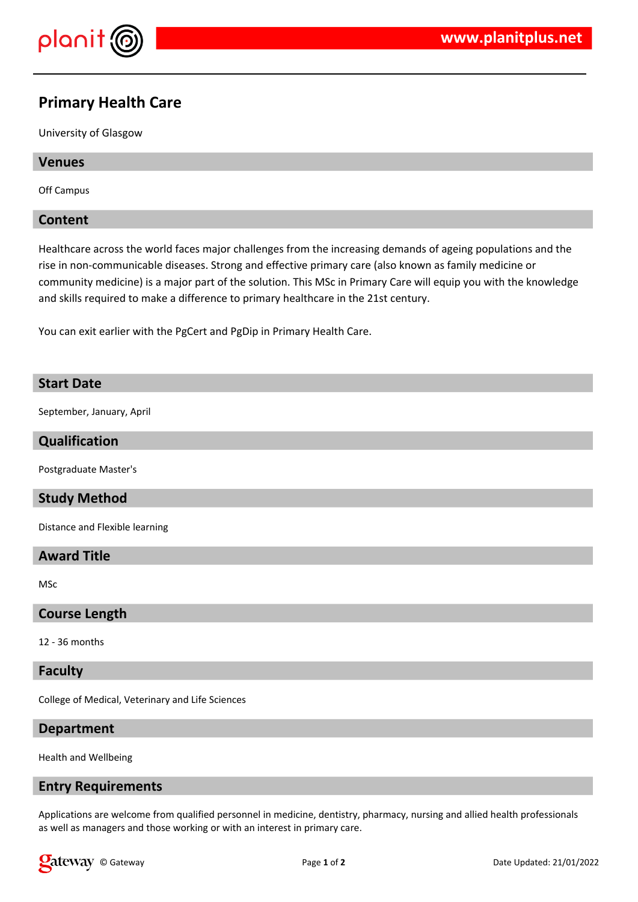# Primary Health Care

University of Glasgow

## Venues

Off Campus

## Content

Healthcare across the world faces major challenges from the increasing demands of ageing populations and the rise in non-communicable diseases. Strong and effective primary care (also known as family medicine or community medicine) is a major part of the solution. This MSc in Primary Care will equip you with the knowledge and skills required to make a difference to primary healthcare in the 21st century.

You can exit earlier with the PgCert and PgDip in Primary Health Care.

## Start Date

September, January, April

## Qualification

Postgraduate Master's

## Study Method

Distance and Flexible learning

## Award Title

MSc

## Course Length

12 - 36 months

## Faculty

College of Medical, Veterinary and Life Sciences

## Department

Health and Wellbeing

## Entry Requirements

Applications are welcome from qualified personnel in medicine, dentistry, pharmacy, nursing and allied health professionals as well as managers and those working or with an interest in primary care.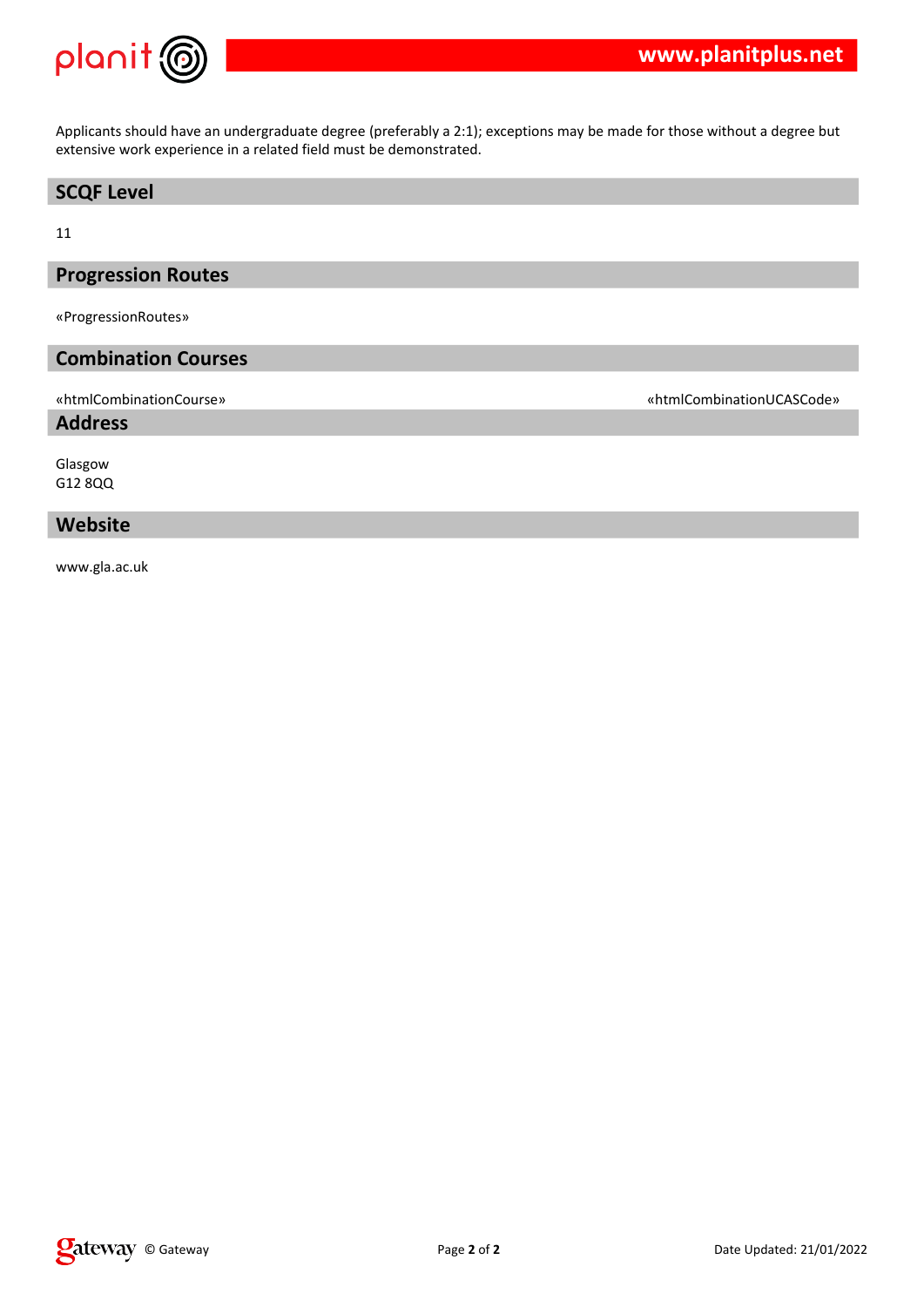Applicants should have an undergraduate degree (preferably a 2:1); exceptions may be made for those without a degree but extensive work experience in a related field must be demonstrated.

## SCQF Level

11

## Progression Routes

«ProgressionRoutes»

## Combination Courses

«htmlCombinationCourse» «htmlCombinationUCASCode»

## Address

Glasgow
G12 8QQ

## Website

www.gla.ac.uk